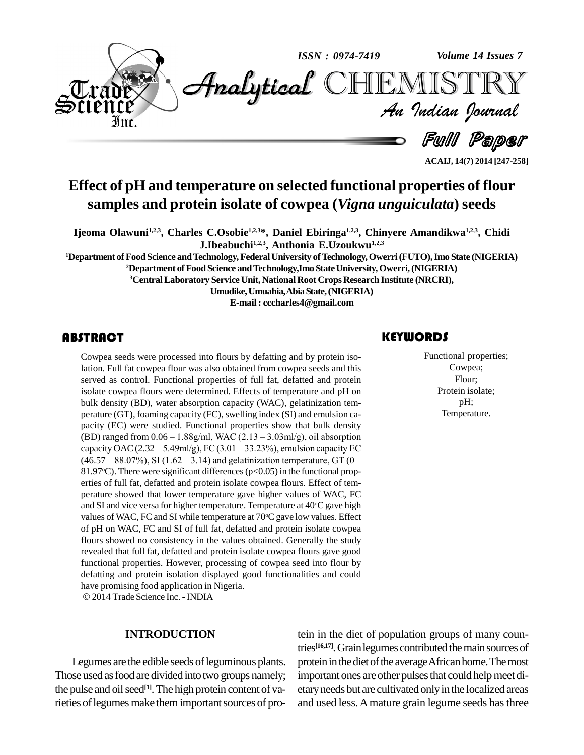# Effect of pH and temperature on selected functional properties of flour samples and protein isolate of cowpea (*Vigna unguiculata*) seeds

**Ijeoma Olawuni[1,2,3], Charles C.Osobie[1,2,3]*, Daniel Ebiringa[1,2,3], Chinyere Amandikwa[1,2,3], Chidi J.Ibeabuchi[1,2,3], Anthonia E.Uzoukwu[1,2,3]**

[1]Department of Food Science and Technology, Federal University of Technology, Owerri (FUTO), Imo State (NIGERIA)

[2]Department of Food Science and Technology, Imo State University, Owerri, (NIGERIA)

[3]Central Laboratory Service Unit, National Root Crops Research Institute (NRCRI), Umudike, Umuahia, Abia State, (NIGERIA)

E-mail : cccharles4@gmail.com

## ABSTRACT

Cowpea seeds were processed into flours by defatting and by protein isolation. Full fat cowpea flour was also obtained from cowpea seeds and this served as control. Functional properties of full fat, defatted and protein isolate cowpea flours were determined. Effects of temperature and pH on bulk density (BD), water absorption capacity (WAC), gelatinization temperature (GT), foaming capacity (FC), swelling index (SI) and emulsion capacity (EC) were studied. Functional properties show that bulk density (BD) ranged from 0.06 – 1.88g/ml, WAC (2.13 – 3.03ml/g), oil absorption capacity OAC (2.32 – 5.49ml/g), FC (3.01 – 33.23%), emulsion capacity EC (46.57 – 88.07%), SI (1.62 – 3.14) and gelatinization temperature, GT (0 – 81.97°C). There were significant differences ($p<0.05$) in the functional properties of full fat, defatted and protein isolate cowpea flours. Effect of temperature showed that lower temperature gave higher values of WAC, FC and SI and vice versa for higher temperature. Temperature at 40°C gave high values of WAC, FC and SI while temperature at 70°C gave low values. Effect of pH on WAC, FC and SI of full fat, defatted and protein isolate cowpea flours showed no consistency in the values obtained. Generally the study revealed that full fat, defatted and protein isolate cowpea flours gave good functional properties. However, processing of cowpea seed into flour by defatting and protein isolation displayed good functionalities and could have promising food application in Nigeria.

© 2014 Trade Science Inc. - INDIA

## KEYWORDS

Functional properties;
Cowpea;
Flour;
Protein isolate;
pH;
Temperature.

## INTRODUCTION

Legumes are the edible seeds of leguminous plants. Those used as food are divided into two groups namely; the pulse and oil seed[1]. The high protein content of varieties of legumes make them important sources of protein in the diet of population groups of many countries[16,17]. Grain legumes contributed the main sources of protein in the diet of the average African home. The most important ones are other pulses that could help meet dietary needs but are cultivated only in the localized areas and used less. A mature grain legume seeds has three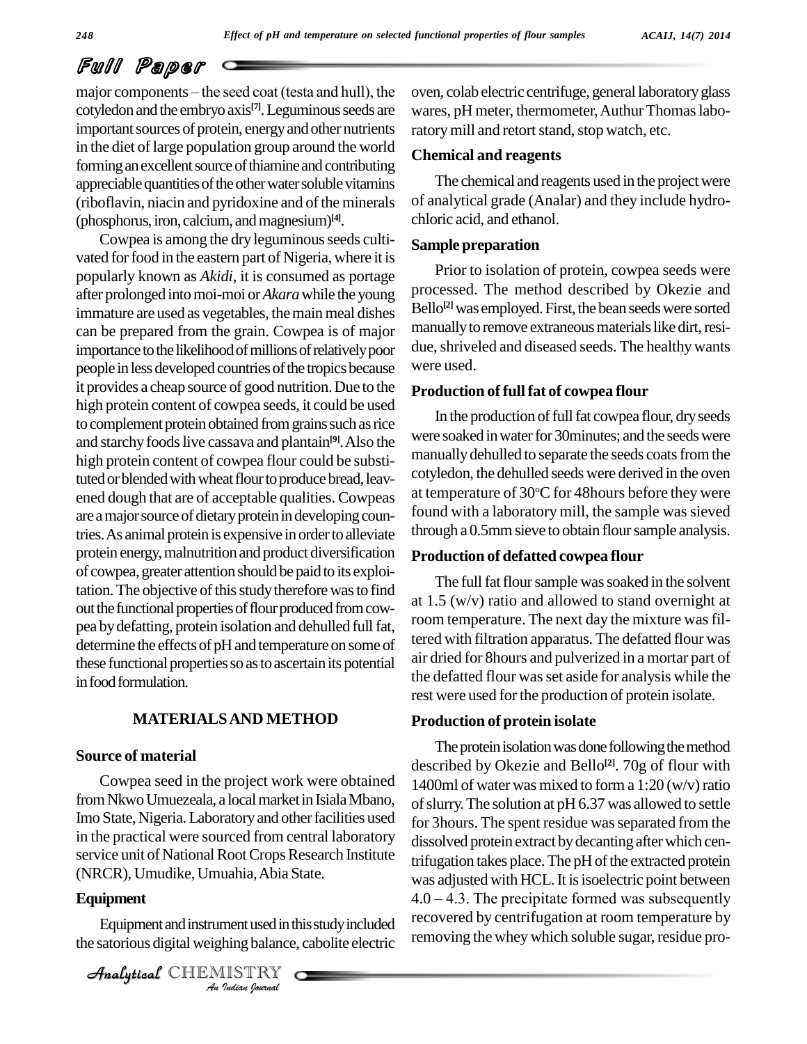major components – the seed coat (testa and hull), the cotyledon and the embryo axis[7]. Leguminous seeds are important sources of protein, energy and other nutrients in the diet of large population group around the world forming an excellent source of thiamine and contributing appreciable quantities of the other water soluble vitamins (riboflavin, niacin and pyridoxine and of the minerals (phosphorus, iron, calcium, and magnesium)[4].

Cowpea is among the dry leguminous seeds cultivated for food in the eastern part of Nigeria, where it is popularly known as *Akidi*, it is consumed as portage after prolonged into moi-moi or *Akara* while the young immature are used as vegetables, the main meal dishes can be prepared from the grain. Cowpea is of major importance to the likelihood of millions of relatively poor people in less developed countries of the tropics because it provides a cheap source of good nutrition. Due to the high protein content of cowpea seeds, it could be used to complement protein obtained from grains such as rice and starchy foods live cassava and plantain[9]. Also the high protein content of cowpea flour could be substituted or blended with wheat flour to produce bread, leavened dough that are of acceptable qualities. Cowpeas are a major source of dietary protein in developing countries. As animal protein is expensive in order to alleviate protein energy, malnutrition and product diversification of cowpea, greater attention should be paid to its exploitation. The objective of this study therefore was to find out the functional properties of flour produced from cowpea by defatting, protein isolation and dehulled full fat, determine the effects of pH and temperature on some of these functional properties so as to ascertain its potential in food formulation.

## MATERIALS AND METHOD

### Source of material

Cowpea seed in the project work were obtained from Nkwo Umuezeala, a local market in Isiala Mbano, Imo State, Nigeria. Laboratory and other facilities used in the practical were sourced from central laboratory service unit of National Root Crops Research Institute (NRCR), Umudike, Umuahia, Abia State.

### Equipment

Equipment and instrument used in this study included the satorious digital weighing balance, cabolite electric oven, colab electric centrifuge, general laboratory glass wares, pH meter, thermometer, Authur Thomas laboratory mill and retort stand, stop watch, etc.

### Chemical and reagents

The chemical and reagents used in the project were of analytical grade (Analar) and they include hydrochloric acid, and ethanol.

### Sample preparation

Prior to isolation of protein, cowpea seeds were processed. The method described by Okezie and Bello[2] was employed. First, the bean seeds were sorted manually to remove extraneous materials like dirt, residue, shriveled and diseased seeds. The healthy wants were used.

### Production of full fat of cowpea flour

In the production of full fat cowpea flour, dry seeds were soaked in water for 30minutes; and the seeds were manually dehulled to separate the seeds coats from the cotyledon, the dehulled seeds were derived in the oven at temperature of 30°C for 48hours before they were found with a laboratory mill, the sample was sieved through a 0.5mm sieve to obtain flour sample analysis.

### Production of defatted cowpea flour

The full fat flour sample was soaked in the solvent at 1.5 (w/v) ratio and allowed to stand overnight at room temperature. The next day the mixture was filtered with filtration apparatus. The defatted flour was air dried for 8hours and pulverized in a mortar part of the defatted flour was set aside for analysis while the rest were used for the production of protein isolate.

### Production of protein isolate

The protein isolation was done following the method described by Okezie and Bello[2]. 70g of flour with 1400ml of water was mixed to form a 1:20 (w/v) ratio of slurry. The solution at pH 6.37 was allowed to settle for 3hours. The spent residue was separated from the dissolved protein extract by decanting after which centrifugation takes place. The pH of the extracted protein was adjusted with HCL. It is isoelectric point between 4.0 – 4.3. The precipitate formed was subsequently recovered by centrifugation at room temperature by removing the whey which soluble sugar, residue pro-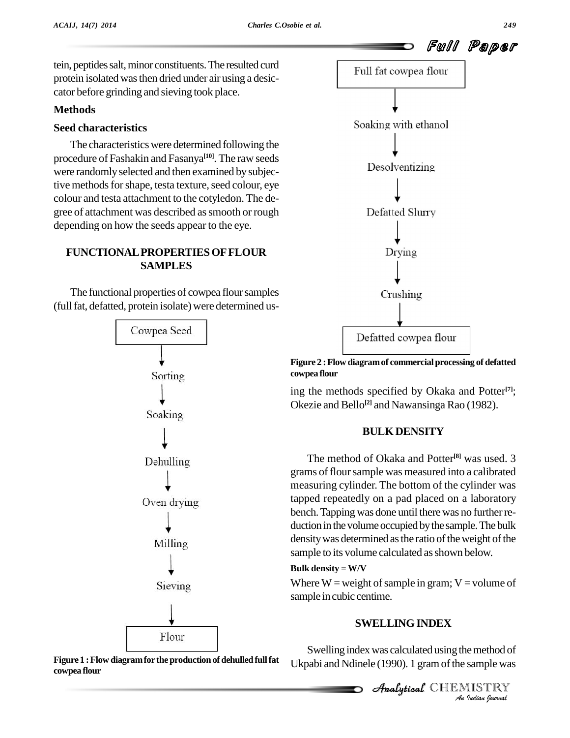tein, peptides salt, minor constituents. The resulted curd protein isolated was then dried under air using a desiccator before grinding and sieving took place.

## Methods

### Seed characteristics

The characteristics were determined following the procedure of Fashakin and Fasanya[10]. The raw seeds were randomly selected and then examined by subjective methods for shape, testa texture, seed colour, eye colour and testa attachment to the cotyledon. The degree of attachment was described as smooth or rough depending on how the seeds appear to the eye.

## FUNCTIONAL PROPERTIES OF FLOUR SAMPLES

The functional properties of cowpea flour samples (full fat, defatted, protein isolate) were determined using the methods specified by Okaka and Potter[7]; Okezie and Bello[2] and Nawansinga Rao (1982).

Cowpea Seed → Sorting → Soaking → Dehulling → Oven drying → Milling → Sieving → Flour

**Figure 1 : Flow diagram for the production of dehulled full fat cowpea flour**

Full fat cowpea flour → Soaking with ethanol → Desolventizing → Defatted Slurry → Drying → Crushing → Defatted cowpea flour

**Figure 2 : Flow diagram of commercial processing of defatted cowpea flour**

## BULK DENSITY

The method of Okaka and Potter[8] was used. 3 grams of flour sample was measured into a calibrated measuring cylinder. The bottom of the cylinder was tapped repeatedly on a pad placed on a laboratory bench. Tapping was done until there was no further reduction in the volume occupied by the sample. The bulk density was determined as the ratio of the weight of the sample to its volume calculated as shown below.

**Bulk density = W/V**

Where W = weight of sample in gram; V = volume of sample in cubic centime.

## SWELLING INDEX

Swelling index was calculated using the method of Ukpabi and Ndinele (1990). 1 gram of the sample was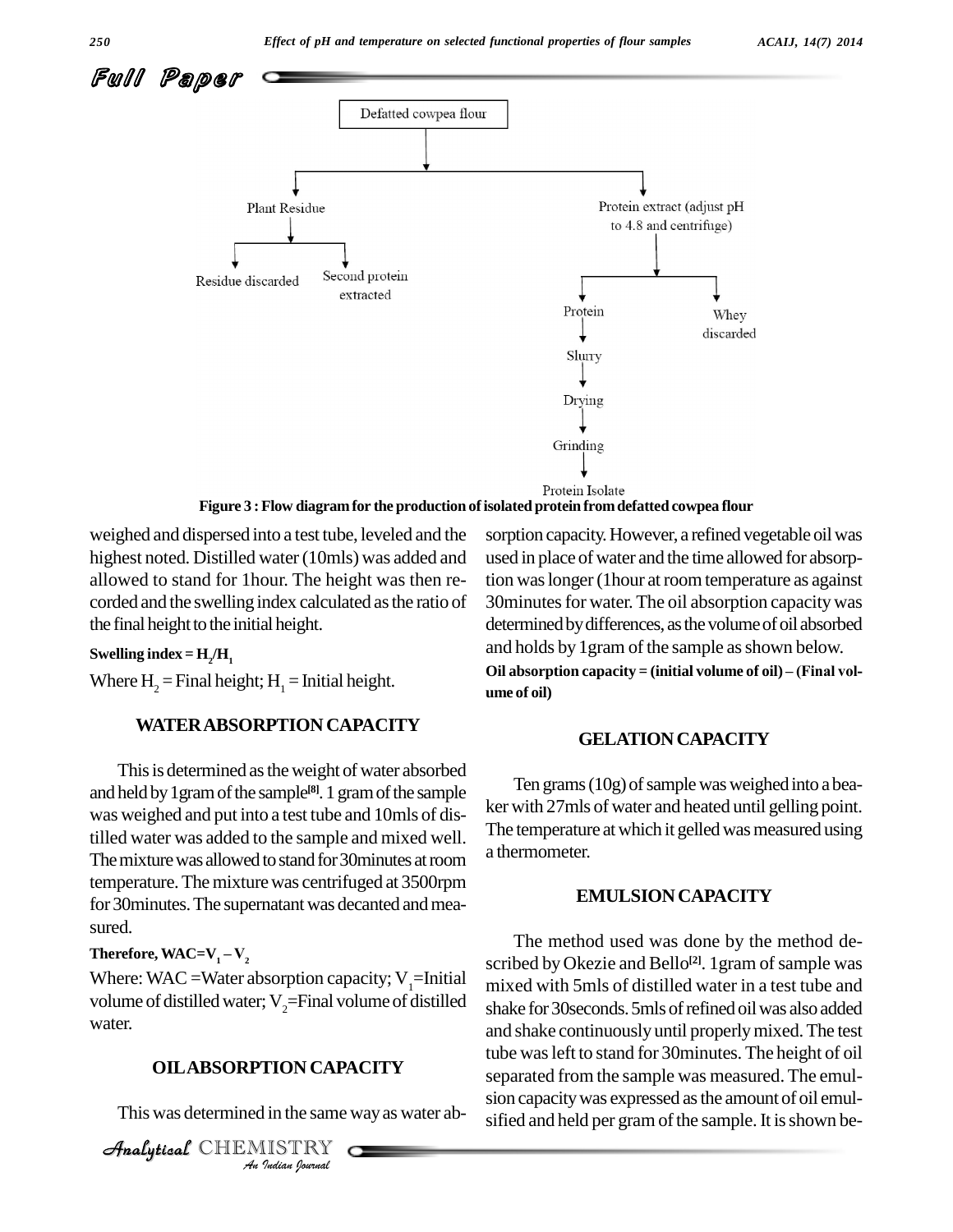Figure 3 : Flow diagram for the production of isolated protein from defatted cowpea flour

weighed and dispersed into a test tube, leveled and the highest noted. Distilled water (10mls) was added and allowed to stand for 1hour. The height was then recorded and the swelling index calculated as the ratio of the final height to the initial height.

**Swelling index = $H_2/H_1$**

Where $H_2$ = Final height; $H_1$ = Initial height.

## WATER ABSORPTION CAPACITY

This is determined as the weight of water absorbed and held by 1gram of the sample[8]. 1 gram of the sample was weighed and put into a test tube and 10mls of distilled water was added to the sample and mixed well. The mixture was allowed to stand for 30minutes at room temperature. The mixture was centrifuged at 3500rpm for 30minutes. The supernatant was decanted and measured.

**Therefore, WAC=$V_1 - V_2$**

Where: WAC =Water absorption capacity; $V_1$=Initial volume of distilled water; $V_2$=Final volume of distilled water.

## OIL ABSORPTION CAPACITY

This was determined in the same way as water absorption capacity. However, a refined vegetable oil was used in place of water and the time allowed for absorption was longer (1hour at room temperature as against 30minutes for water. The oil absorption capacity was determined by differences, as the volume of oil absorbed and holds by 1gram of the sample as shown below.

**Oil absorption capacity = (initial volume of oil) – (Final volume of oil)**

## GELATION CAPACITY

Ten grams (10g) of sample was weighed into a beaker with 27mls of water and heated until gelling point. The temperature at which it gelled was measured using a thermometer.

## EMULSION CAPACITY

The method used was done by the method described by Okezie and Bello[2]. 1gram of sample was mixed with 5mls of distilled water in a test tube and shake for 30seconds. 5mls of refined oil was also added and shake continuously until properly mixed. The test tube was left to stand for 30minutes. The height of oil separated from the sample was measured. The emulsion capacity was expressed as the amount of oil emulsified and held per gram of the sample. It is shown be-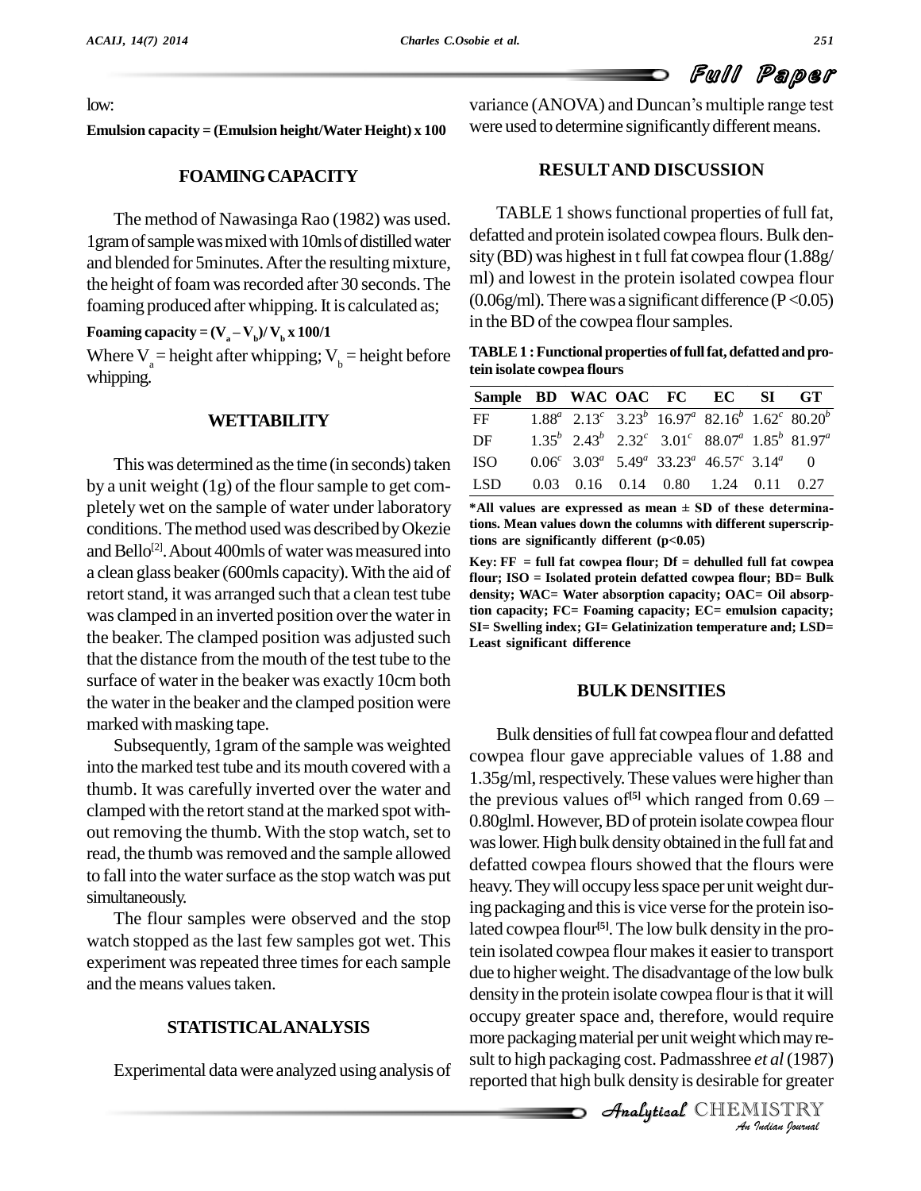low:

**Emulsion capacity = (Emulsion height/Water Height) x 100**

## FOAMING CAPACITY

The method of Nawasinga Rao (1982) was used. 1gram of sample was mixed with 10mls of distilled water and blended for 5minutes. After the resulting mixture, the height of foam was recorded after 30 seconds. The foaming produced after whipping. It is calculated as;

**Foaming capacity = $(V_a - V_b)/V_b$ x 100/1**

Where $V_a$ = height after whipping; $V_b$ = height before whipping.

## WETTABILITY

This was determined as the time (in seconds) taken by a unit weight (1g) of the flour sample to get completely wet on the sample of water under laboratory conditions. The method used was described by Okezie and Bello[2]. About 400mls of water was measured into a clean glass beaker (600mls capacity). With the aid of retort stand, it was arranged such that a clean test tube was clamped in an inverted position over the water in the beaker. The clamped position was adjusted such that the distance from the mouth of the test tube to the surface of water in the beaker was exactly 10cm both the water in the beaker and the clamped position were marked with masking tape.

Subsequently, 1gram of the sample was weighted into the marked test tube and its mouth covered with a thumb. It was carefully inverted over the water and clamped with the retort stand at the marked spot without removing the thumb. With the stop watch, set to read, the thumb was removed and the sample allowed to fall into the water surface as the stop watch was put simultaneously.

The flour samples were observed and the stop watch stopped as the last few samples got wet. This experiment was repeated three times for each sample and the means values taken.

## STATISTICAL ANALYSIS

Experimental data were analyzed using analysis of variance (ANOVA) and Duncan's multiple range test were used to determine significantly different means.

## RESULT AND DISCUSSION

TABLE 1 shows functional properties of full fat, defatted and protein isolated cowpea flours. Bulk density (BD) was highest in t full fat cowpea flour (1.88g/ml) and lowest in the protein isolated cowpea flour (0.06g/ml). There was a significant difference ($P < 0.05$) in the BD of the cowpea flour samples.

**TABLE 1 : Functional properties of full fat, defatted and protein isolate cowpea flours**

| Sample | BD | WAC | OAC | FC | EC | SI | GT |
|---|---|---|---|---|---|---|---|
| FF | $1.88^a$ | $2.13^c$ | $3.23^b$ | $16.97^a$ | $82.16^b$ | $1.62^c$ | $80.20^b$ |
| DF | $1.35^b$ | $2.43^b$ | $2.32^c$ | $3.01^c$ | $88.07^a$ | $1.85^b$ | $81.97^a$ |
| ISO | $0.06^c$ | $3.03^a$ | $5.49^a$ | $33.23^a$ | $46.57^c$ | $3.14^a$ | 0 |
| LSD | 0.03 | 0.16 | 0.14 | 0.80 | 1.24 | 0.11 | 0.27 |

**\*All values are expressed as mean ± SD of these determinations. Mean values down the columns with different superscriptions are significantly different (p<0.05)**

**Key: FF = full fat cowpea flour; Df = dehulled full fat cowpea flour; ISO = Isolated protein defatted cowpea flour; BD= Bulk density; WAC= Water absorption capacity; OAC= Oil absorption capacity; FC= Foaming capacity; EC= emulsion capacity; SI= Swelling index; GI= Gelatinization temperature and; LSD= Least significant difference**

## BULK DENSITIES

Bulk densities of full fat cowpea flour and defatted cowpea flour gave appreciable values of 1.88 and 1.35g/ml, respectively. These values were higher than the previous values of[5] which ranged from 0.69 – 0.80glml. However, BD of protein isolate cowpea flour was lower. High bulk density obtained in the full fat and defatted cowpea flours showed that the flours were heavy. They will occupy less space per unit weight during packaging and this is vice verse for the protein isolated cowpea flour[5]. The low bulk density in the protein isolated cowpea flour makes it easier to transport due to higher weight. The disadvantage of the low bulk density in the protein isolate cowpea flour is that it will occupy greater space and, therefore, would require more packaging material per unit weight which may result to high packaging cost. Padmasshree *et al* (1987) reported that high bulk density is desirable for greater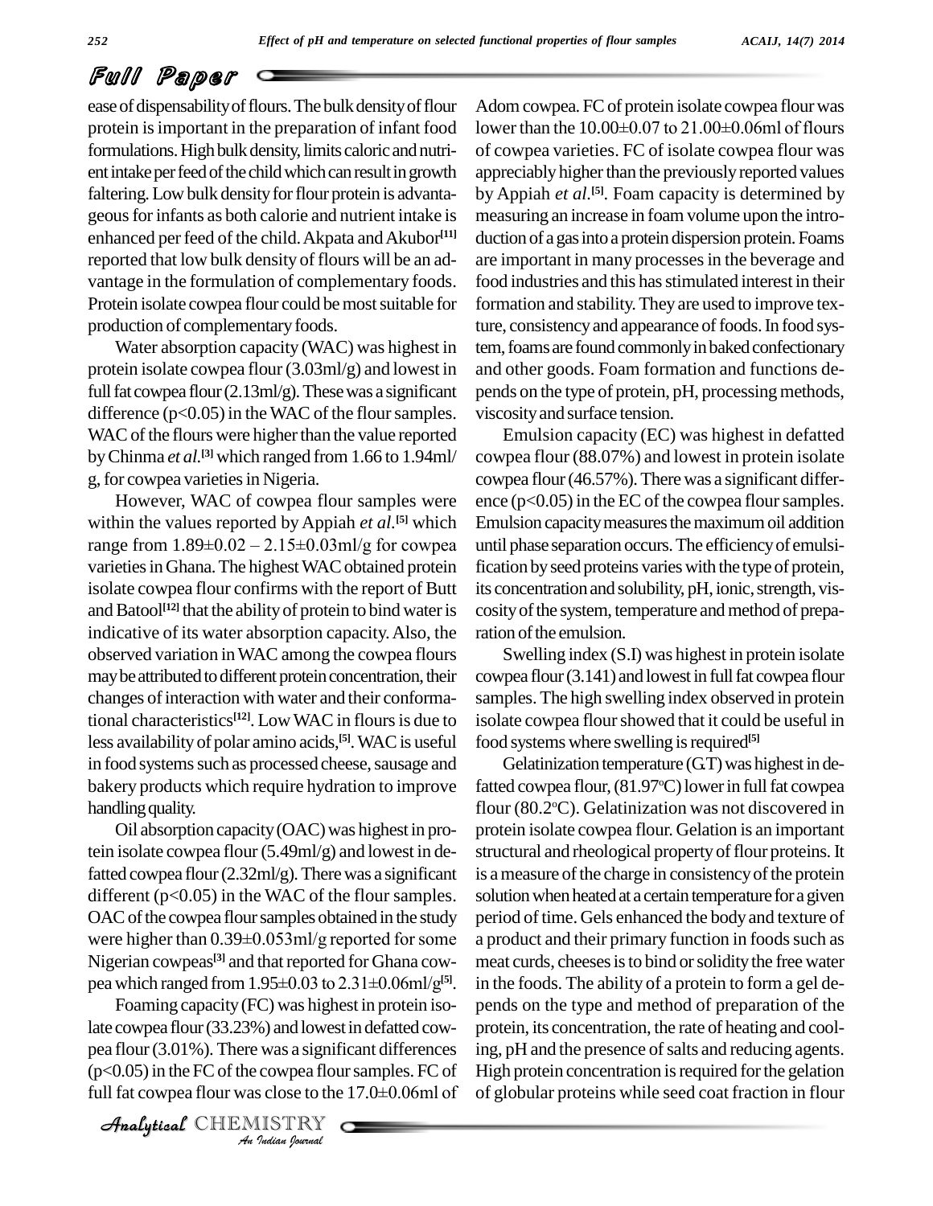ease of dispensability of flours. The bulk density of flour protein is important in the preparation of infant food formulations. High bulk density, limits caloric and nutrient intake per feed of the child which can result in growth faltering. Low bulk density for flour protein is advantageous for infants as both calorie and nutrient intake is enhanced per feed of the child. Akpata and Akubor[11] reported that low bulk density of flours will be an advantage in the formulation of complementary foods. Protein isolate cowpea flour could be most suitable for production of complementary foods.

Water absorption capacity (WAC) was highest in protein isolate cowpea flour (3.03ml/g) and lowest in full fat cowpea flour (2.13ml/g). These was a significant difference ($p<0.05$) in the WAC of the flour samples. WAC of the flours were higher than the value reported by Chinma *et al*.[3] which ranged from 1.66 to 1.94ml/g, for cowpea varieties in Nigeria.

However, WAC of cowpea flour samples were within the values reported by Appiah *et al*.[5] which range from $1.89\pm0.02 - 2.15\pm0.03$ml/g for cowpea varieties in Ghana. The highest WAC obtained protein isolate cowpea flour confirms with the report of Butt and Batool[12] that the ability of protein to bind water is indicative of its water absorption capacity. Also, the observed variation in WAC among the cowpea flours may be attributed to different protein concentration, their changes of interaction with water and their conformational characteristics[12]. Low WAC in flours is due to less availability of polar amino acids,[5]. WAC is useful in food systems such as processed cheese, sausage and bakery products which require hydration to improve handling quality.

Oil absorption capacity (OAC) was highest in protein isolate cowpea flour (5.49ml/g) and lowest in defatted cowpea flour (2.32ml/g). There was a significant different ($p<0.05$) in the WAC of the flour samples. OAC of the cowpea flour samples obtained in the study were higher than $0.39\pm0.053$ml/g reported for some Nigerian cowpeas[3] and that reported for Ghana cowpea which ranged from $1.95\pm0.03$ to $2.31\pm0.06$ml/g[5].

Foaming capacity (FC) was highest in protein isolate cowpea flour (33.23%) and lowest in defatted cowpea flour (3.01%). There was a significant differences ($p<0.05$) in the FC of the cowpea flour samples. FC of full fat cowpea flour was close to the $17.0\pm0.06$ml of Adom cowpea. FC of protein isolate cowpea flour was lower than the $10.00\pm0.07$ to $21.00\pm0.06$ml of flours of cowpea varieties. FC of isolate cowpea flour was appreciably higher than the previously reported values by Appiah *et al*.[5]. Foam capacity is determined by measuring an increase in foam volume upon the introduction of a gas into a protein dispersion protein. Foams are important in many processes in the beverage and food industries and this has stimulated interest in their formation and stability. They are used to improve texture, consistency and appearance of foods. In food system, foams are found commonly in baked confectionary and other goods. Foam formation and functions depends on the type of protein, pH, processing methods, viscosity and surface tension.

Emulsion capacity (EC) was highest in defatted cowpea flour (88.07%) and lowest in protein isolate cowpea flour (46.57%). There was a significant difference ($p<0.05$) in the EC of the cowpea flour samples. Emulsion capacity measures the maximum oil addition until phase separation occurs. The efficiency of emulsification by seed proteins varies with the type of protein, its concentration and solubility, pH, ionic, strength, viscosity of the system, temperature and method of preparation of the emulsion.

Swelling index (S.I) was highest in protein isolate cowpea flour (3.141) and lowest in full fat cowpea flour samples. The high swelling index observed in protein isolate cowpea flour showed that it could be useful in food systems where swelling is required[5]

Gelatinization temperature (G.T) was highest in defatted cowpea flour, (81.97°C) lower in full fat cowpea flour (80.2°C). Gelatinization was not discovered in protein isolate cowpea flour. Gelation is an important structural and rheological property of flour proteins. It is a measure of the charge in consistency of the protein solution when heated at a certain temperature for a given period of time. Gels enhanced the body and texture of a product and their primary function in foods such as meat curds, cheeses is to bind or solidity the free water in the foods. The ability of a protein to form a gel depends on the type and method of preparation of the protein, its concentration, the rate of heating and cooling, pH and the presence of salts and reducing agents. High protein concentration is required for the gelation of globular proteins while seed coat fraction in flour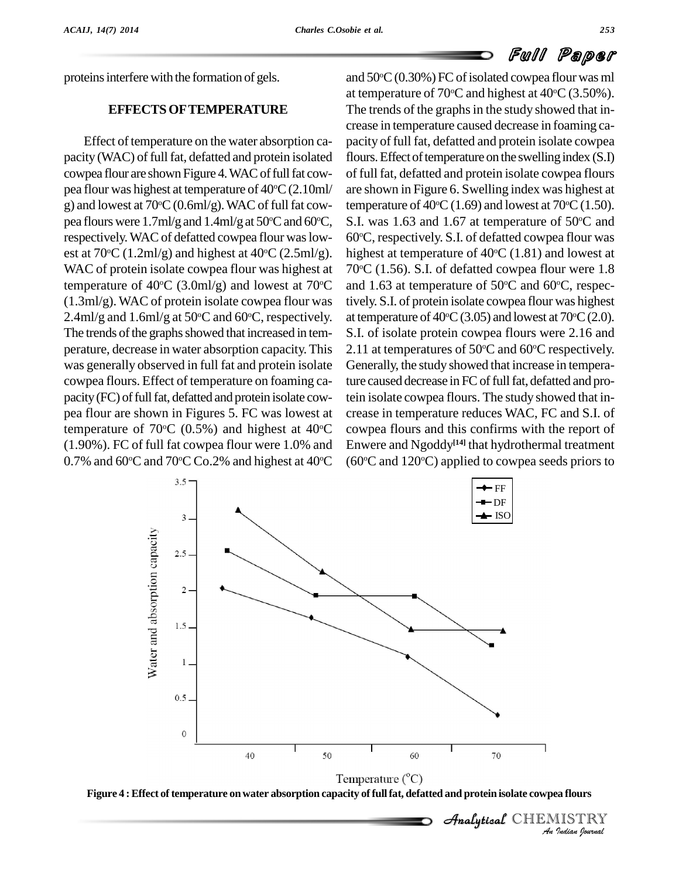proteins interfere with the formation of gels.

## EFFECTS OF TEMPERATURE

Effect of temperature on the water absorption capacity (WAC) of full fat, defatted and protein isolated cowpea flour are shown Figure 4. WAC of full fat cowpea flour was highest at temperature of 40°C (2.10ml/g) and lowest at 70°C (0.6ml/g). WAC of full fat cowpea flours were 1.7ml/g and 1.4ml/g at 50°C and 60°C, respectively. WAC of defatted cowpea flour was lowest at 70°C (1.2ml/g) and highest at 40°C (2.5ml/g). WAC of protein isolate cowpea flour was highest at temperature of 40°C (3.0ml/g) and lowest at 70°C (1.3ml/g). WAC of protein isolate cowpea flour was 2.4ml/g and 1.6ml/g at 50°C and 60°C, respectively. The trends of the graphs showed that increased in temperature, decrease in water absorption capacity. This was generally observed in full fat and protein isolate cowpea flours. Effect of temperature on foaming capacity (FC) of full fat, defatted and protein isolate cowpea flour are shown in Figures 5. FC was lowest at temperature of 70°C (0.5%) and highest at 40°C (1.90%). FC of full fat cowpea flour were 1.0% and 0.7% and 60°C and 70°C Co.2% and highest at 40°C and 50°C (0.30%) FC of isolated cowpea flour was ml at temperature of 70°C and highest at 40°C (3.50%). The trends of the graphs in the study showed that increase in temperature caused decrease in foaming capacity of full fat, defatted and protein isolate cowpea flours. Effect of temperature on the swelling index (S.I) of full fat, defatted and protein isolate cowpea flours are shown in Figure 6. Swelling index was highest at temperature of 40°C (1.69) and lowest at 70°C (1.50). S.I. was 1.63 and 1.67 at temperature of 50°C and 60°C, respectively. S.I. of defatted cowpea flour was highest at temperature of 40°C (1.81) and lowest at 70°C (1.56). S.I. of defatted cowpea flour were 1.8 and 1.63 at temperature of 50°C and 60°C, respectively. S.I. of protein isolate cowpea flour was highest at temperature of 40°C (3.05) and lowest at 70°C (2.0). S.I. of isolate protein cowpea flours were 2.16 and 2.11 at temperatures of 50°C and 60°C respectively. Generally, the study showed that increase in temperature caused decrease in FC of full fat, defatted and protein isolate cowpea flours. The study showed that increase in temperature reduces WAC, FC and S.I. of cowpea flours and this confirms with the report of Enwere and Ngoddy[14] that hydrothermal treatment (60°C and 120°C) applied to cowpea seeds priors to

**Figure 4 : Effect of temperature on water absorption capacity of full fat, defatted and protein isolate cowpea flours**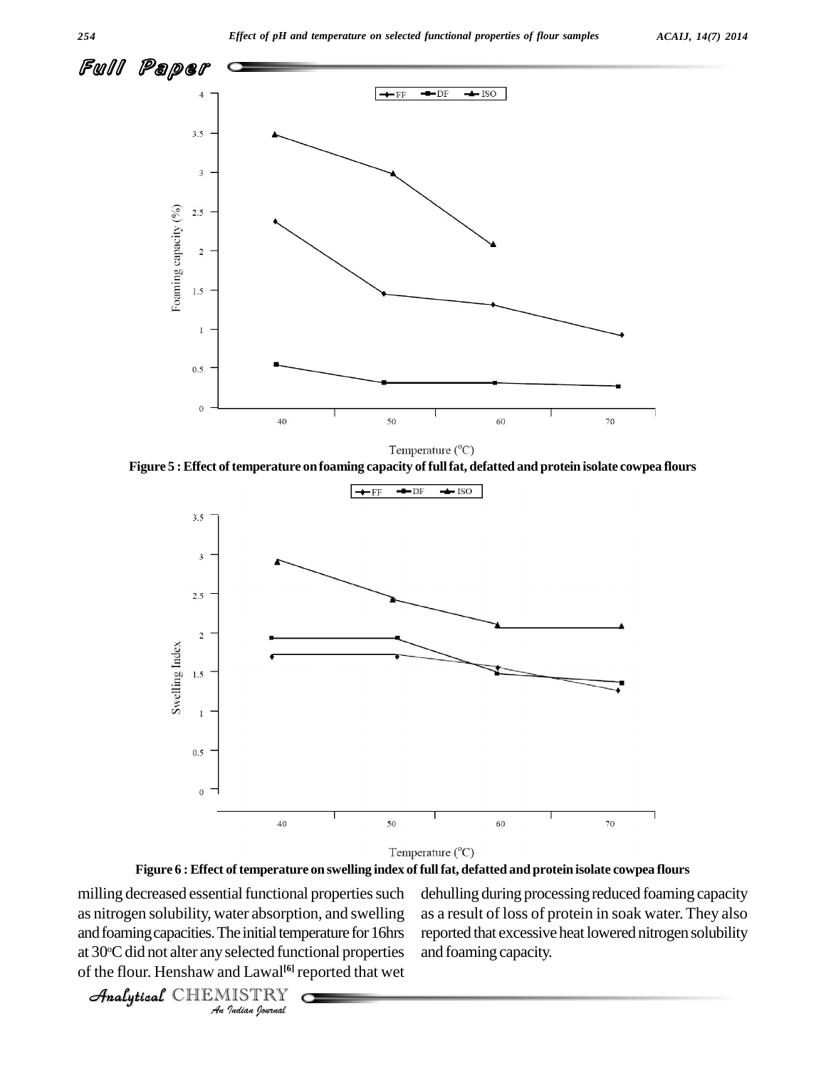Figure 5 : Effect of temperature on foaming capacity of full fat, defatted and protein isolate cowpea flours

Figure 6 : Effect of temperature on swelling index of full fat, defatted and protein isolate cowpea flours

milling decreased essential functional properties such as nitrogen solubility, water absorption, and swelling and foaming capacities. The initial temperature for 16hrs at 30°C did not alter any selected functional properties of the flour. Henshaw and Lawal[6] reported that wet dehulling during processing reduced foaming capacity as a result of loss of protein in soak water. They also reported that excessive heat lowered nitrogen solubility and foaming capacity.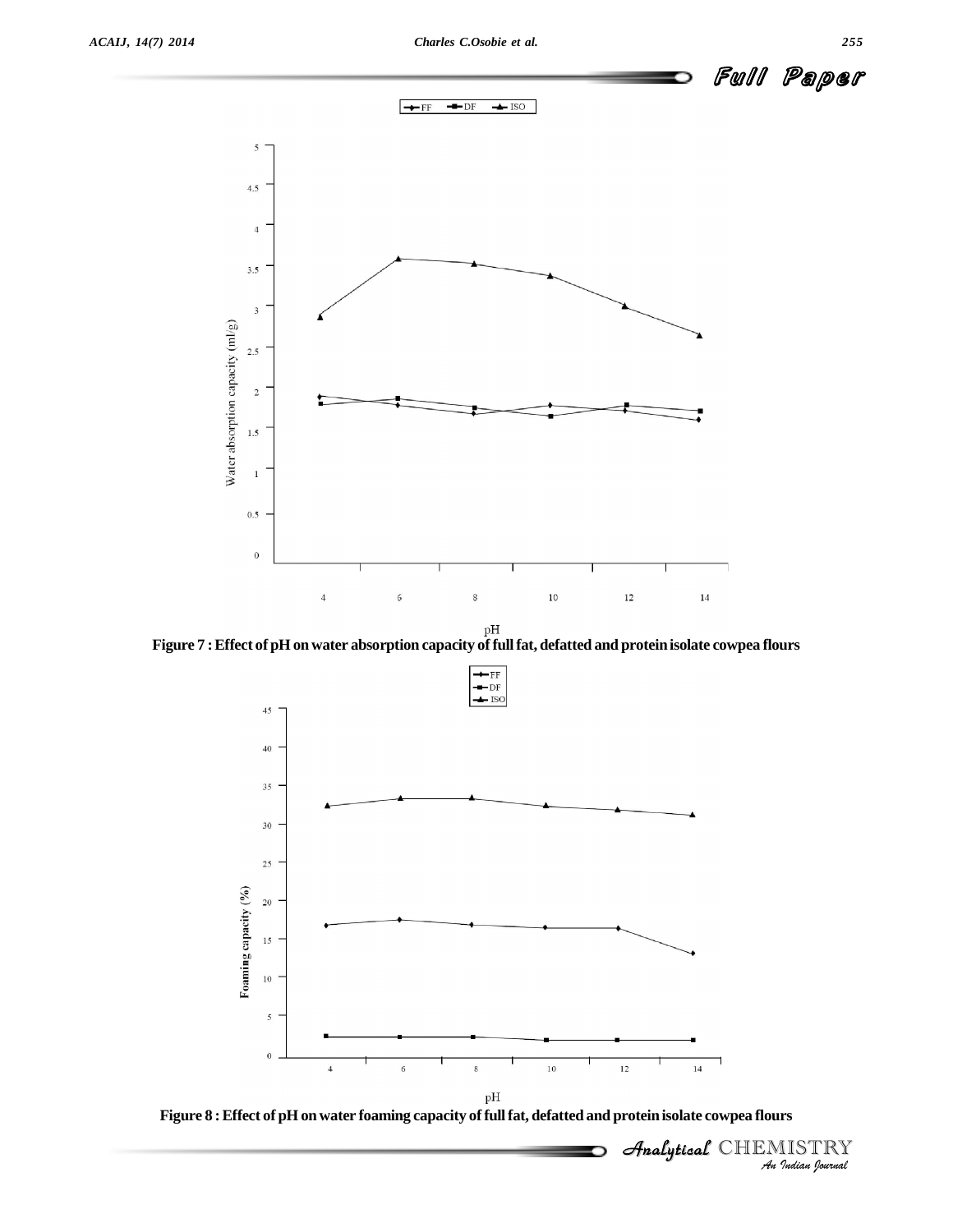Figure 7 : Effect of pH on water absorption capacity of full fat, defatted and protein isolate cowpea flours

Figure 8 : Effect of pH on water foaming capacity of full fat, defatted and protein isolate cowpea flours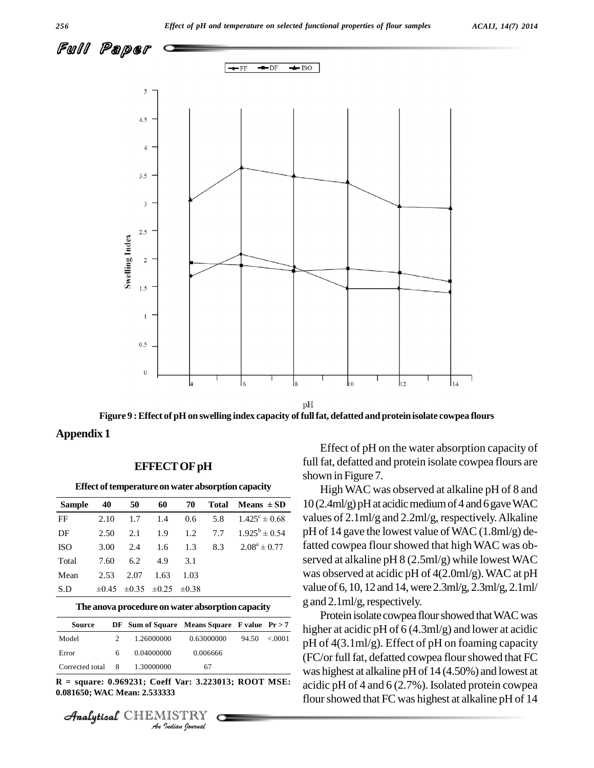Figure 9 : Effect of pH on swelling index capacity of full fat, defatted and protein isolate cowpea flours

## Appendix 1

### EFFECT OF pH

**Effect of temperature on water absorption capacity**

| Sample | 40 | 50 | 60 | 70 | Total | Means ± SD |
|---|---|---|---|---|---|---|
| FF | 2.10 | 1.7 | 1.4 | 0.6 | 5.8 | $1.425^c \pm 0.68$ |
| DF | 2.50 | 2.1 | 1.9 | 1.2 | 7.7 | $1.925^b \pm 0.54$ |
| ISO | 3.00 | 2.4 | 1.6 | 1.3 | 8.3 | $2.08^a \pm 0.77$ |
| Total | 7.60 | 6.2 | 4.9 | 3.1 | | |
| Mean | 2.53 | 2.07 | 1.63 | 1.03 | | |
| S.D | ±0.45 | ±0.35 | ±0.25 | ±0.38 | | |

**The anova procedure on water absorption capacity**

| Source | DF | Sum of Square | Means Square | F value | Pr > 7 |
|---|---|---|---|---|---|
| Model | 2 | 1.26000000 | 0.63000000 | 94.50 | <.0001 |
| Error | 6 | 0.04000000 | 0.006666 | | |
| Corrected total | 8 | 1.30000000 | 67 | | |

**R = square: 0.969231; Coeff Var: 3.223013; ROOT MSE: 0.081650; WAC Mean: 2.533333**

Effect of pH on the water absorption capacity of full fat, defatted and protein isolate cowpea flours are shown in Figure 7.

High WAC was observed at alkaline pH of 8 and 10 (2.4ml/g) pH at acidic medium of 4 and 6 gave WAC values of 2.1ml/g and 2.2ml/g, respectively. Alkaline pH of 14 gave the lowest value of WAC (1.8ml/g) defatted cowpea flour showed that high WAC was observed at alkaline pH 8 (2.5ml/g) while lowest WAC was observed at acidic pH of 4(2.0ml/g). WAC at pH value of 6, 10, 12 and 14, were 2.3ml/g, 2.3ml/g, 2.1ml/g and 2.1ml/g, respectively.

Protein isolate cowpea flour showed that WAC was higher at acidic pH of 6 (4.3ml/g) and lower at acidic pH of 4(3.1ml/g). Effect of pH on foaming capacity (FC/or full fat, defatted cowpea flour showed that FC was highest at alkaline pH of 14 (4.50%) and lowest at acidic pH of 4 and 6 (2.7%). Isolated protein cowpea flour showed that FC was highest at alkaline pH of 14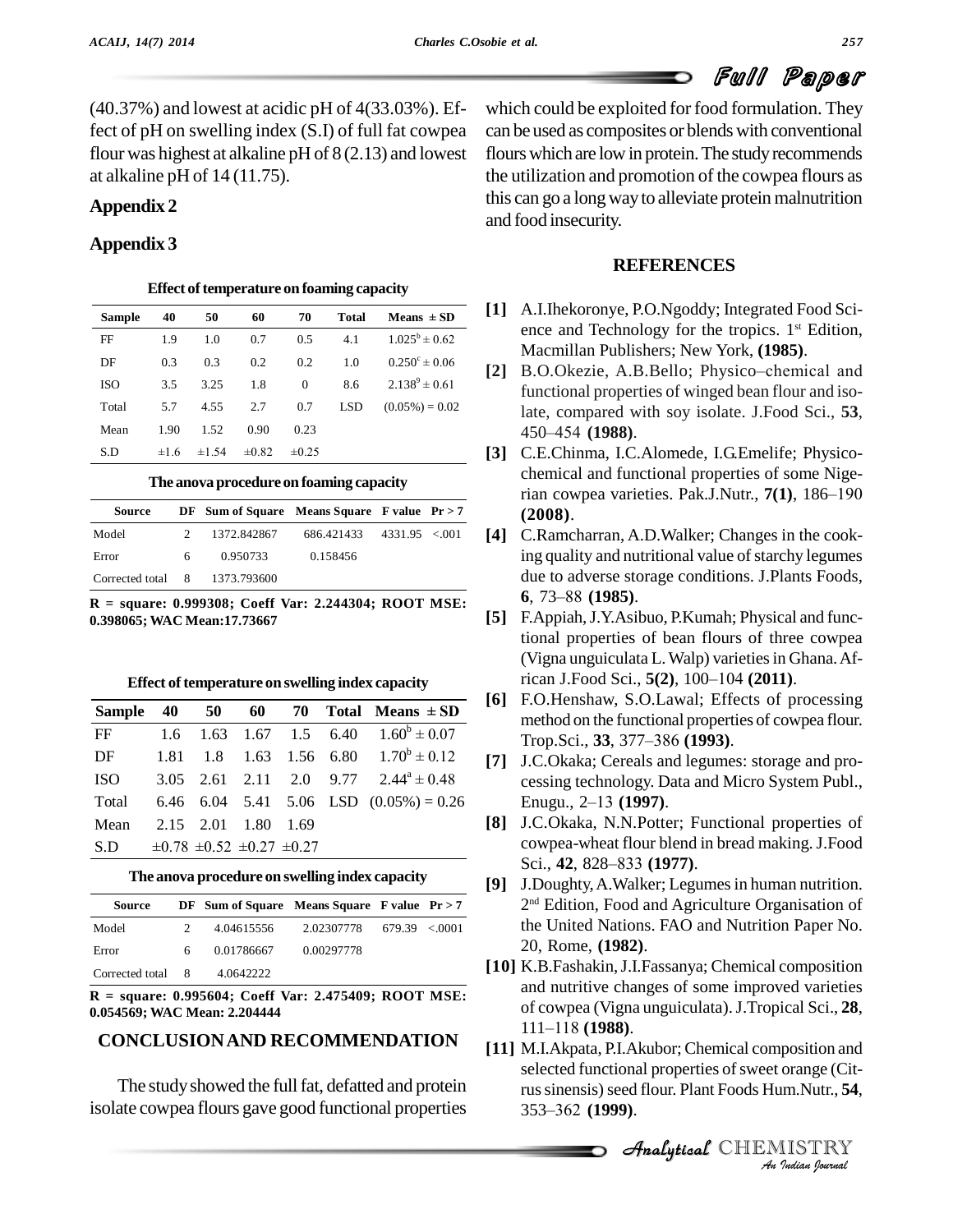(40.37%) and lowest at acidic pH of 4(33.03%). Effect of pH on swelling index (S.I) of full fat cowpea flour was highest at alkaline pH of 8 (2.13) and lowest at alkaline pH of 14 (11.75).

## Appendix 2

## Appendix 3

**Effect of temperature on foaming capacity**

| Sample | 40 | 50 | 60 | 70 | Total | Means ± SD |
|---|---|---|---|---|---|---|
| FF | 1.9 | 1.0 | 0.7 | 0.5 | 4.1 | $1.025^b \pm 0.62$ |
| DF | 0.3 | 0.3 | 0.2 | 0.2 | 1.0 | $0.250^c \pm 0.06$ |
| ISO | 3.5 | 3.25 | 1.8 | 0 | 8.6 | $2.138^9 \pm 0.61$ |
| Total | 5.7 | 4.55 | 2.7 | 0.7 | LSD | (0.05%) = 0.02 |
| Mean | 1.90 | 1.52 | 0.90 | 0.23 | | |
| S.D | ±1.6 | ±1.54 | ±0.82 | ±0.25 | | |

**The anova procedure on foaming capacity**

| Source | DF | Sum of Square | Means Square | F value | Pr > 7 |
|---|---|---|---|---|---|
| Model | 2 | 1372.842867 | 686.421433 | 4331.95 | <.001 |
| Error | 6 | 0.950733 | 0.158456 | | |
| Corrected total | 8 | 1373.793600 | | | |

**R = square: 0.999308; Coeff Var: 2.244304; ROOT MSE: 0.398065; WAC Mean:17.73667**

**Effect of temperature on swelling index capacity**

| Sample | 40 | 50 | 60 | 70 | Total | Means ± SD |
|---|---|---|---|---|---|---|
| FF | 1.6 | 1.63 | 1.67 | 1.5 | 6.40 | $1.60^b \pm 0.07$ |
| DF | 1.81 | 1.8 | 1.63 | 1.56 | 6.80 | $1.70^b \pm 0.12$ |
| ISO | 3.05 | 2.61 | 2.11 | 2.0 | 9.77 | $2.44^a \pm 0.48$ |
| Total | 6.46 | 6.04 | 5.41 | 5.06 | LSD | (0.05%) = 0.26 |
| Mean | 2.15 | 2.01 | 1.80 | 1.69 | | |
| S.D | ±0.78 | ±0.52 | ±0.27 | ±0.27 | | |

**The anova procedure on swelling index capacity**

| Source | DF | Sum of Square | Means Square | F value | Pr > 7 |
|---|---|---|---|---|---|
| Model | 2 | 4.04615556 | 2.02307778 | 679.39 | <.0001 |
| Error | 6 | 0.01786667 | 0.00297778 | | |
| Corrected total | 8 | 4.0642222 | | | |

**R = square: 0.995604; Coeff Var: 2.475409; ROOT MSE: 0.054569; WAC Mean: 2.204444**

## CONCLUSION AND RECOMMENDATION

The study showed the full fat, defatted and protein isolate cowpea flours gave good functional properties which could be exploited for food formulation. They can be used as composites or blends with conventional flours which are low in protein. The study recommends the utilization and promotion of the cowpea flours as this can go a long way to alleviate protein malnutrition and food insecurity.

## REFERENCES

[1] A.I.Ihekoronye, P.O.Ngoddy; Integrated Food Science and Technology for the tropics. 1st Edition, Macmillan Publishers; New York, **(1985)**.

[2] B.O.Okezie, A.B.Bello; Physico–chemical and functional properties of winged bean flour and isolate, compared with soy isolate. J.Food Sci., **53**, 450–454 **(1988)**.

[3] C.E.Chinma, I.C.Alomede, I.G.Emelife; Physico-chemical and functional properties of some Nigerian cowpea varieties. Pak.J.Nutr., **7(1)**, 186–190 **(2008)**.

[4] C.Ramcharran, A.D.Walker; Changes in the cooking quality and nutritional value of starchy legumes due to adverse storage conditions. J.Plants Foods, **6**, 73–88 **(1985)**.

[5] F.Appiah, J.Y.Asibuo, P.Kumah; Physical and functional properties of bean flours of three cowpea (Vigna unguiculata L. Walp) varieties in Ghana. African J.Food Sci., **5(2)**, 100–104 **(2011)**.

[6] F.O.Henshaw, S.O.Lawal; Effects of processing method on the functional properties of cowpea flour. Trop.Sci., **33**, 377–386 **(1993)**.

[7] J.C.Okaka; Cereals and legumes: storage and processing technology. Data and Micro System Publ., Enugu., 2–13 **(1997)**.

[8] J.C.Okaka, N.N.Potter; Functional properties of cowpea-wheat flour blend in bread making. J.Food Sci., **42**, 828–833 **(1977)**.

[9] J.Doughty, A.Walker; Legumes in human nutrition. 2nd Edition, Food and Agriculture Organisation of the United Nations. FAO and Nutrition Paper No. 20, Rome, **(1982)**.

[10] K.B.Fashakin, J.I.Fassanya; Chemical composition and nutritive changes of some improved varieties of cowpea (Vigna unguiculata). J.Tropical Sci., **28**, 111–118 **(1988)**.

[11] M.I.Akpata, P.I.Akubor; Chemical composition and selected functional properties of sweet orange (Citrus sinensis) seed flour. Plant Foods Hum.Nutr., **54**, 353–362 **(1999)**.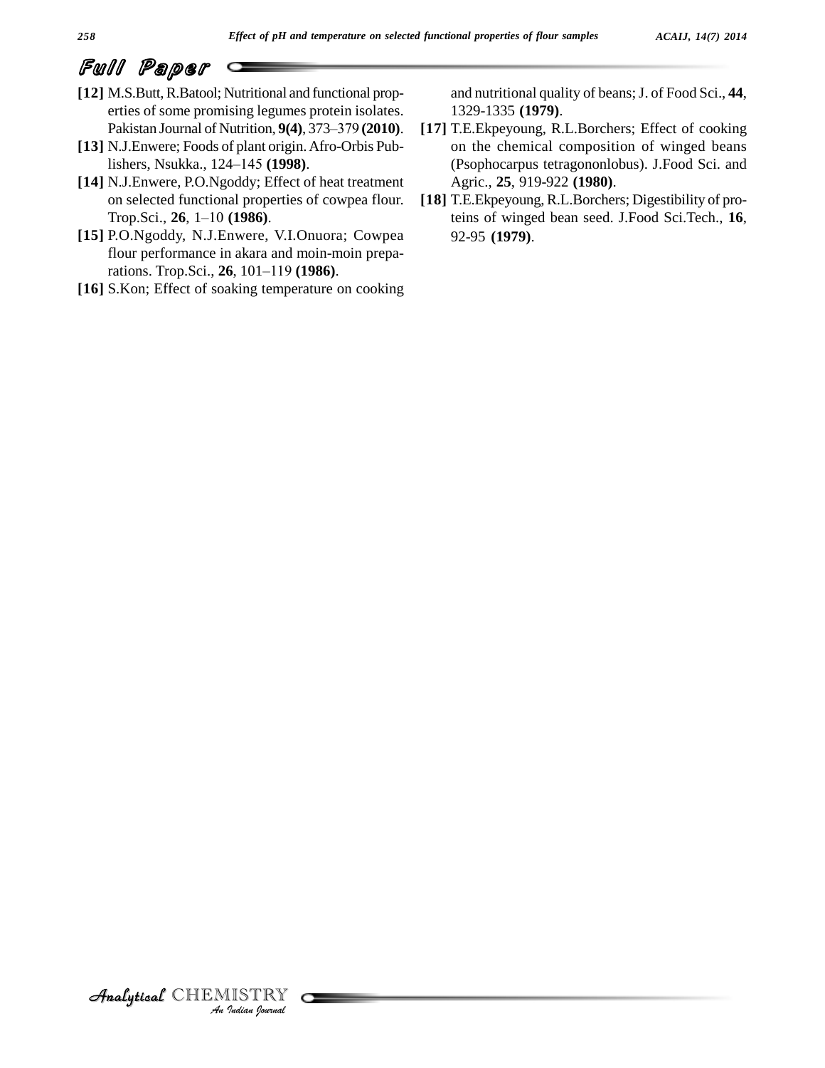[12] M.S.Butt, R.Batool; Nutritional and functional properties of some promising legumes protein isolates. Pakistan Journal of Nutrition, **9(4)**, 373–379 **(2010)**.

[13] N.J.Enwere; Foods of plant origin. Afro-Orbis Publishers, Nsukka., 124–145 **(1998)**.

[14] N.J.Enwere, P.O.Ngoddy; Effect of heat treatment on selected functional properties of cowpea flour. Trop.Sci., **26**, 1–10 **(1986)**.

[15] P.O.Ngoddy, N.J.Enwere, V.I.Onuora; Cowpea flour performance in akara and moin-moin preparations. Trop.Sci., **26**, 101–119 **(1986)**.

[16] S.Kon; Effect of soaking temperature on cooking and nutritional quality of beans; J. of Food Sci., **44**, 1329-1335 **(1979)**.

[17] T.E.Ekpeyoung, R.L.Borchers; Effect of cooking on the chemical composition of winged beans (Psophocarpus tetragononlobus). J.Food Sci. and Agric., **25**, 919-922 **(1980)**.

[18] T.E.Ekpeyoung, R.L.Borchers; Digestibility of proteins of winged bean seed. J.Food Sci.Tech., **16**, 92-95 **(1979)**.